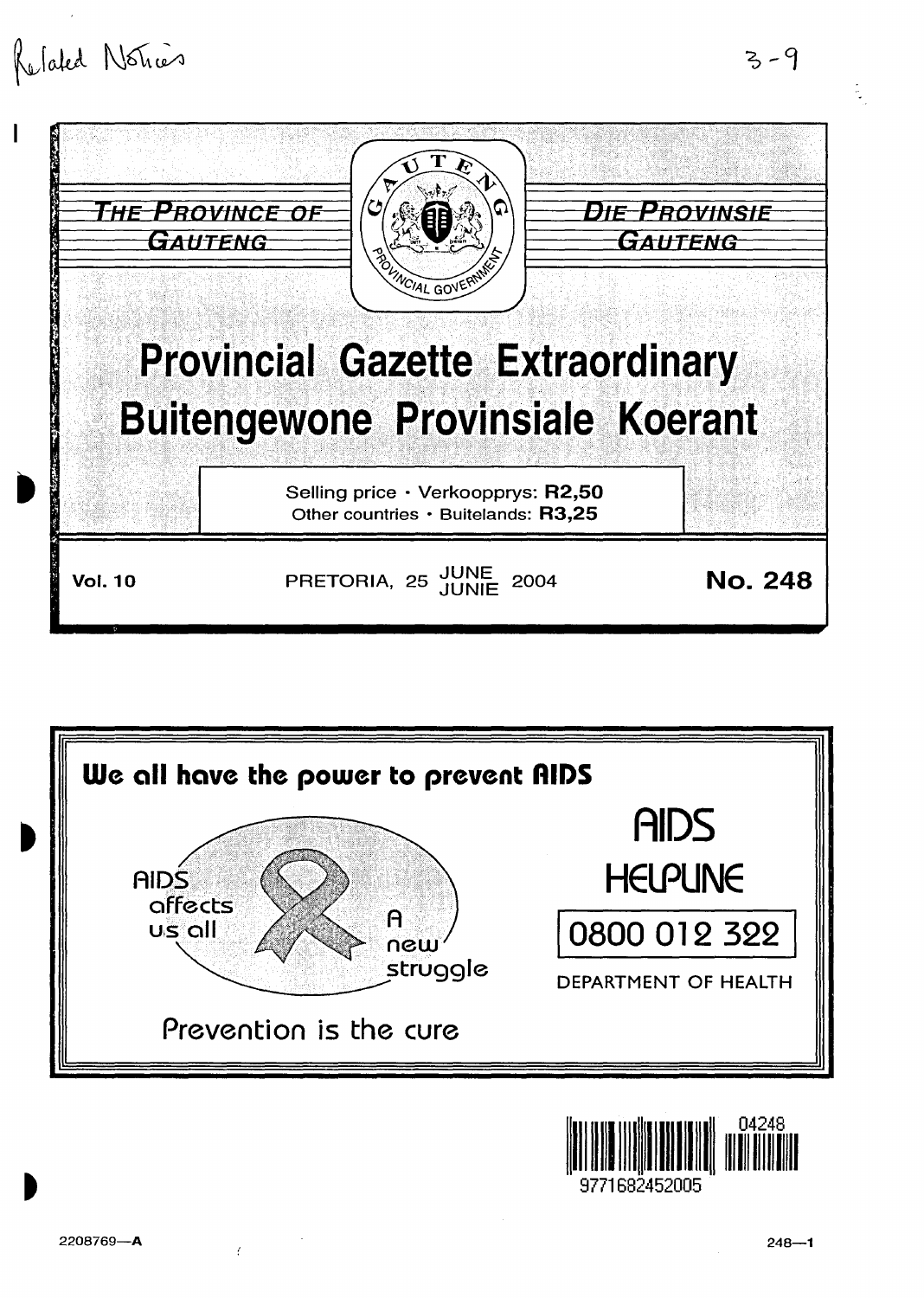Related Notices 3-9

THE PROVINCE OF GAUTENG

DIE PROVINSIE GAUTENG

# Provincial Gazette Extraordinary
# Buitengewone Provinsiale Koerant

Selling price · Verkoopprys: **R2,50**
Other countries · Buitelands: **R3,25**

**Vol. 10** PRETORIA, 25 JUNE JUNIE 2004 **No. 248**

**We all have the power to prevent AIDS**

AIDS affects us all

A new struggle

Prevention is the cure

AIDS HELPLINE

0800 012 322

DEPARTMENT OF HEALTH

9771682452005 04248

2208769—A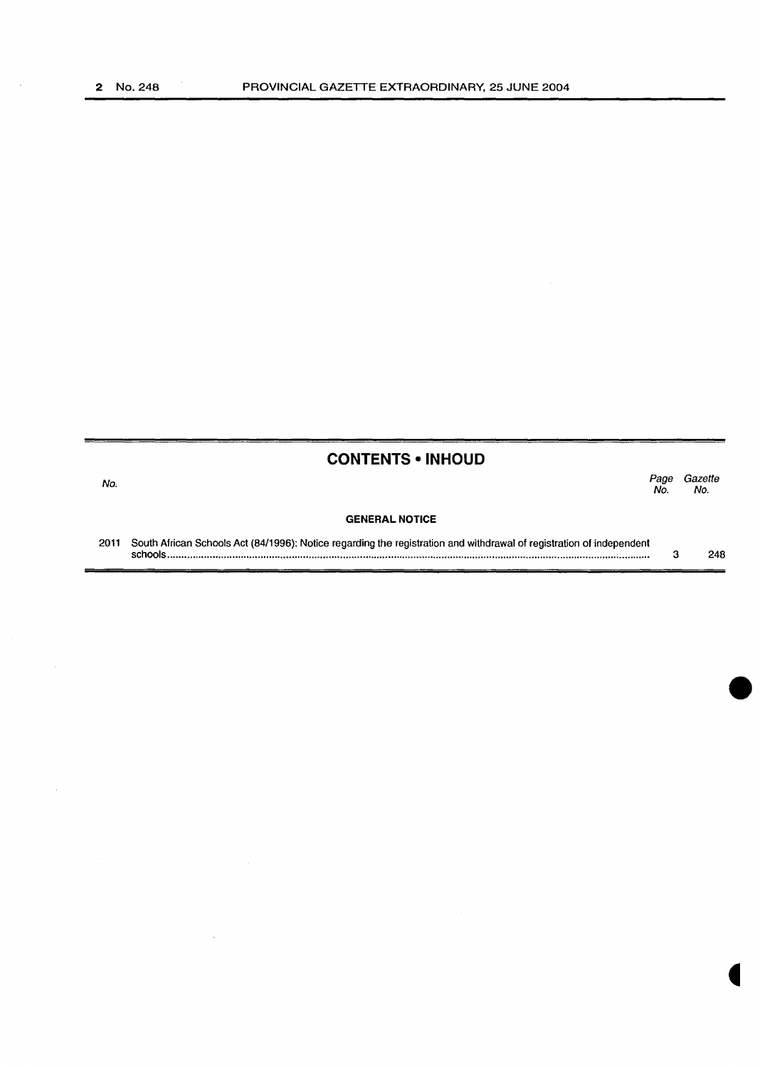## CONTENTS • INHOUD

| No. | | Page No. | Gazette No. |
|---|---|---|---|
| | **GENERAL NOTICE** | | |
| 2011 | South African Schools Act (84/1996): Notice regarding the registration and withdrawal of registration of independent schools | 3 | 248 |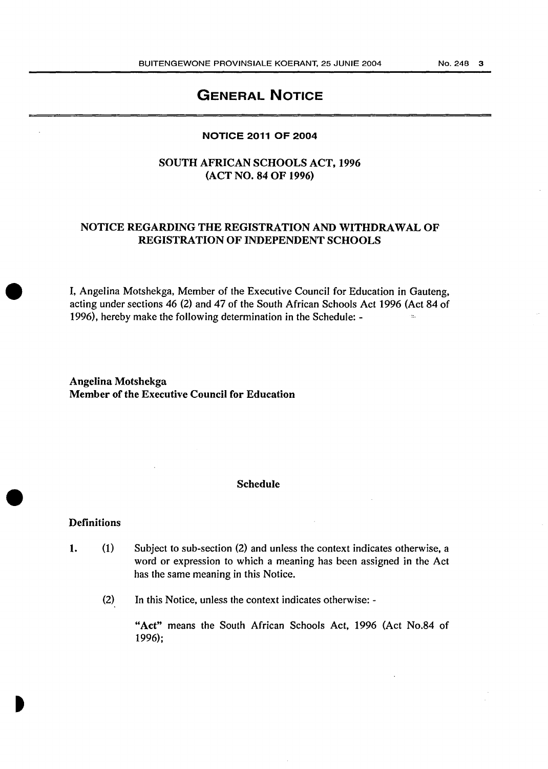# GENERAL NOTICE

## NOTICE 2011 OF 2004

## SOUTH AFRICAN SCHOOLS ACT, 1996 (ACT NO. 84 OF 1996)

## NOTICE REGARDING THE REGISTRATION AND WITHDRAWAL OF REGISTRATION OF INDEPENDENT SCHOOLS

I, Angelina Motshekga, Member of the Executive Council for Education in Gauteng, acting under sections 46 (2) and 47 of the South African Schools Act 1996 (Act 84 of 1996), hereby make the following determination in the Schedule: -

**Angelina Motshekga**
**Member of the Executive Council for Education**

### Schedule

**Definitions**

1. (1) Subject to sub-section (2) and unless the context indicates otherwise, a word or expression to which a meaning has been assigned in the Act has the same meaning in this Notice.

   (2) In this Notice, unless the context indicates otherwise: -

   **"Act"** means the South African Schools Act, 1996 (Act No.84 of 1996);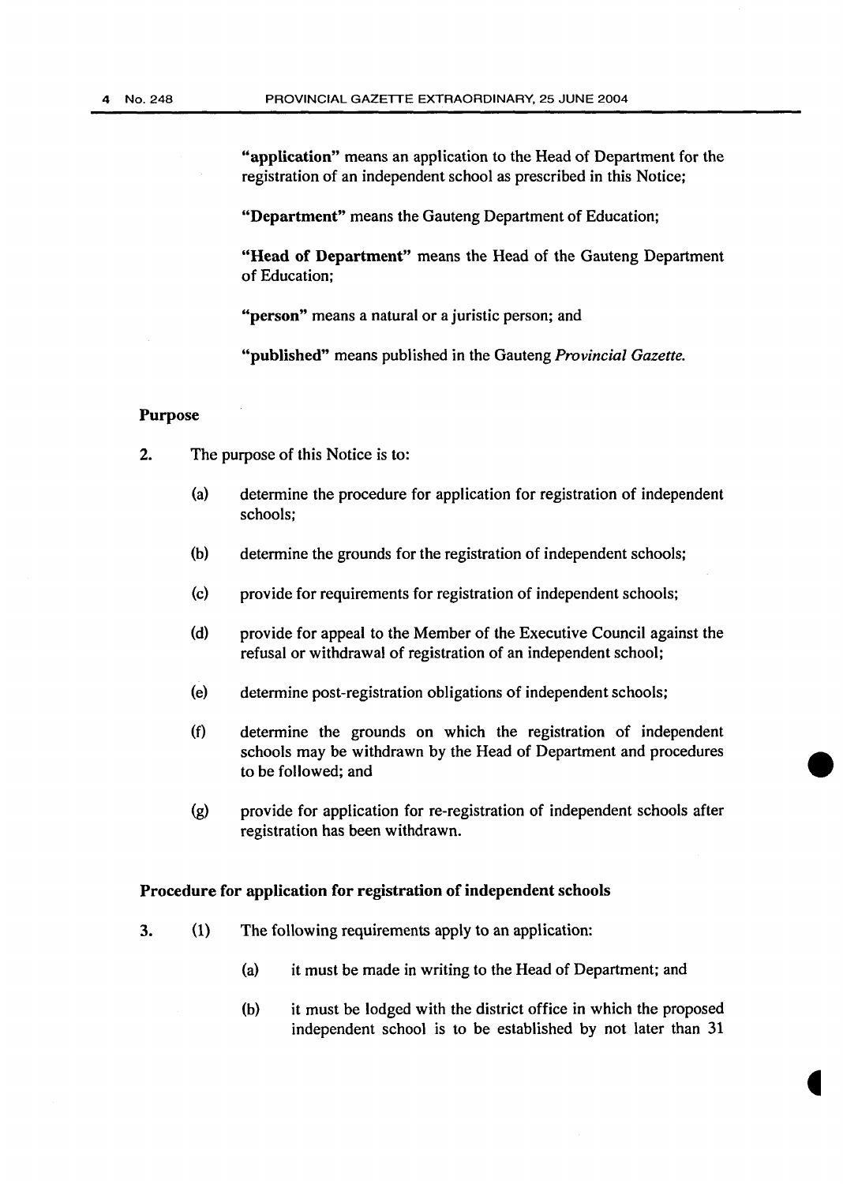**"application"** means an application to the Head of Department for the registration of an independent school as prescribed in this Notice;

**"Department"** means the Gauteng Department of Education;

**"Head of Department"** means the Head of the Gauteng Department of Education;

**"person"** means a natural or a juristic person; and

**"published"** means published in the Gauteng *Provincial Gazette.*

**Purpose**

2. The purpose of this Notice is to:

   (a) determine the procedure for application for registration of independent schools;

   (b) determine the grounds for the registration of independent schools;

   (c) provide for requirements for registration of independent schools;

   (d) provide for appeal to the Member of the Executive Council against the refusal or withdrawal of registration of an independent school;

   (e) determine post-registration obligations of independent schools;

   (f) determine the grounds on which the registration of independent schools may be withdrawn by the Head of Department and procedures to be followed; and

   (g) provide for application for re-registration of independent schools after registration has been withdrawn.

**Procedure for application for registration of independent schools**

3. (1) The following requirements apply to an application:

   (a) it must be made in writing to the Head of Department; and

   (b) it must be lodged with the district office in which the proposed independent school is to be established by not later than 31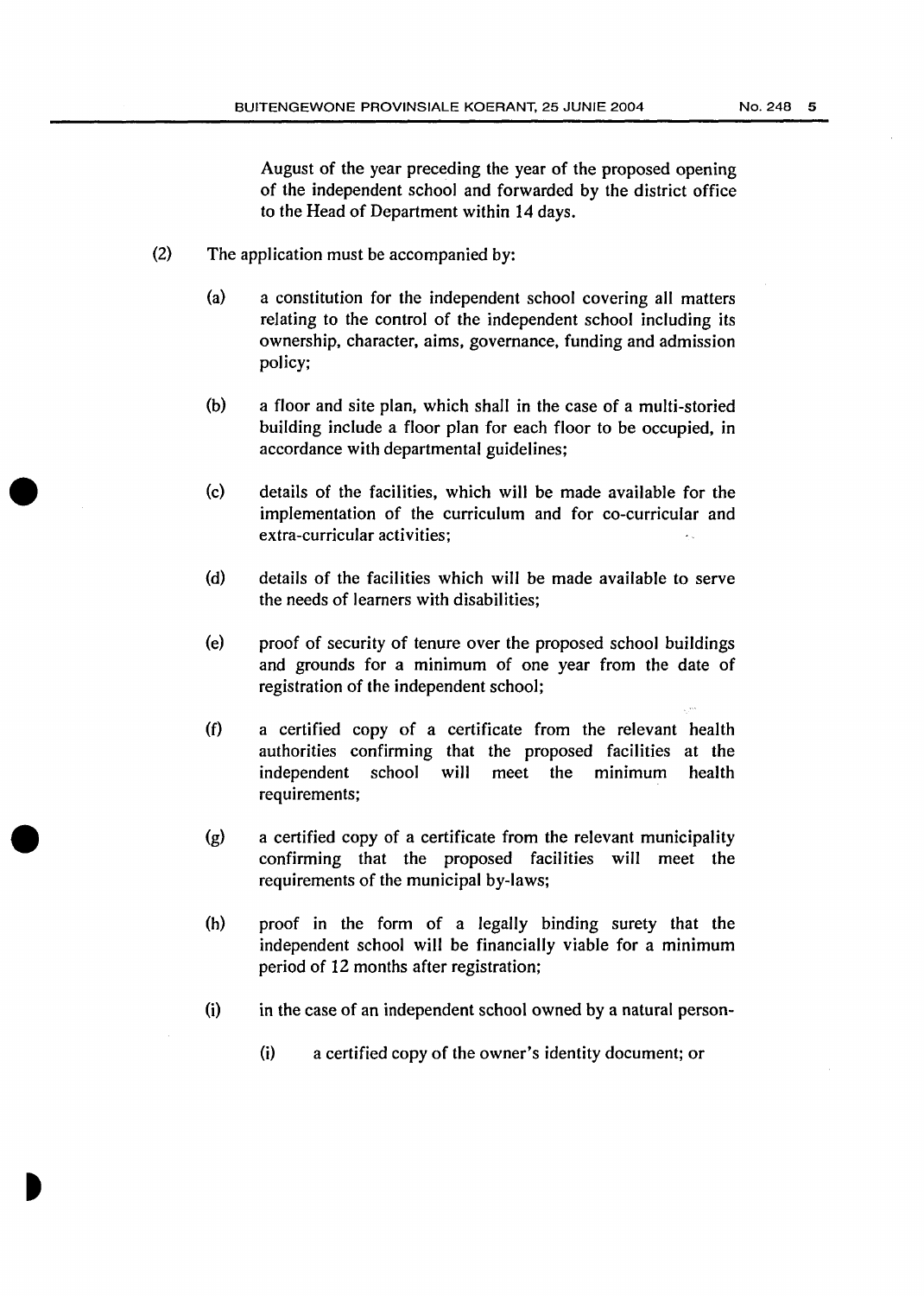August of the year preceding the year of the proposed opening of the independent school and forwarded by the district office to the Head of Department within 14 days.

(2) The application must be accompanied by:

(a) a constitution for the independent school covering all matters relating to the control of the independent school including its ownership, character, aims, governance, funding and admission policy;

(b) a floor and site plan, which shall in the case of a multi-storied building include a floor plan for each floor to be occupied, in accordance with departmental guidelines;

(c) details of the facilities, which will be made available for the implementation of the curriculum and for co-curricular and extra-curricular activities;

(d) details of the facilities which will be made available to serve the needs of learners with disabilities;

(e) proof of security of tenure over the proposed school buildings and grounds for a minimum of one year from the date of registration of the independent school;

(f) a certified copy of a certificate from the relevant health authorities confirming that the proposed facilities at the independent school will meet the minimum health requirements;

(g) a certified copy of a certificate from the relevant municipality confirming that the proposed facilities will meet the requirements of the municipal by-laws;

(h) proof in the form of a legally binding surety that the independent school will be financially viable for a minimum period of 12 months after registration;

(i) in the case of an independent school owned by a natural person-

(i) a certified copy of the owner's identity document; or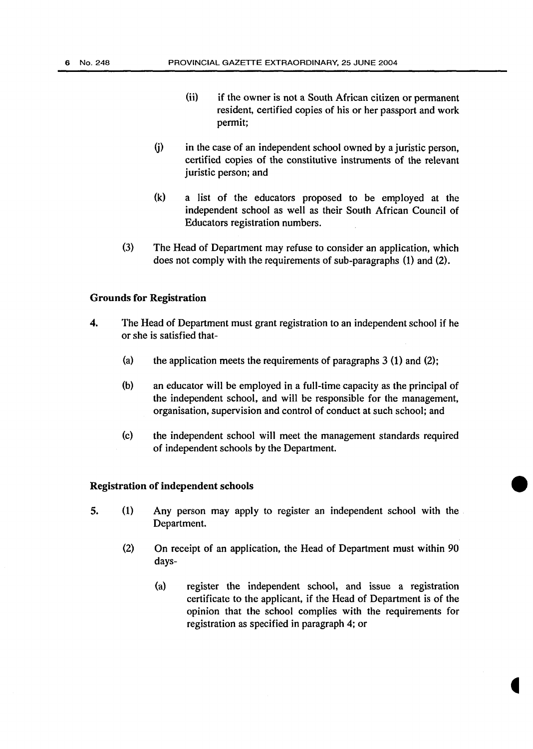(ii) if the owner is not a South African citizen or permanent resident, certified copies of his or her passport and work permit;

(j) in the case of an independent school owned by a juristic person, certified copies of the constitutive instruments of the relevant juristic person; and

(k) a list of the educators proposed to be employed at the independent school as well as their South African Council of Educators registration numbers.

(3) The Head of Department may refuse to consider an application, which does not comply with the requirements of sub-paragraphs (1) and (2).

**Grounds for Registration**

4. The Head of Department must grant registration to an independent school if he or she is satisfied that-

(a) the application meets the requirements of paragraphs 3 (1) and (2);

(b) an educator will be employed in a full-time capacity as the principal of the independent school, and will be responsible for the management, organisation, supervision and control of conduct at such school; and

(c) the independent school will meet the management standards required of independent schools by the Department.

**Registration of independent schools**

5. (1) Any person may apply to register an independent school with the Department.

(2) On receipt of an application, the Head of Department must within 90 days-

(a) register the independent school, and issue a registration certificate to the applicant, if the Head of Department is of the opinion that the school complies with the requirements for registration as specified in paragraph 4; or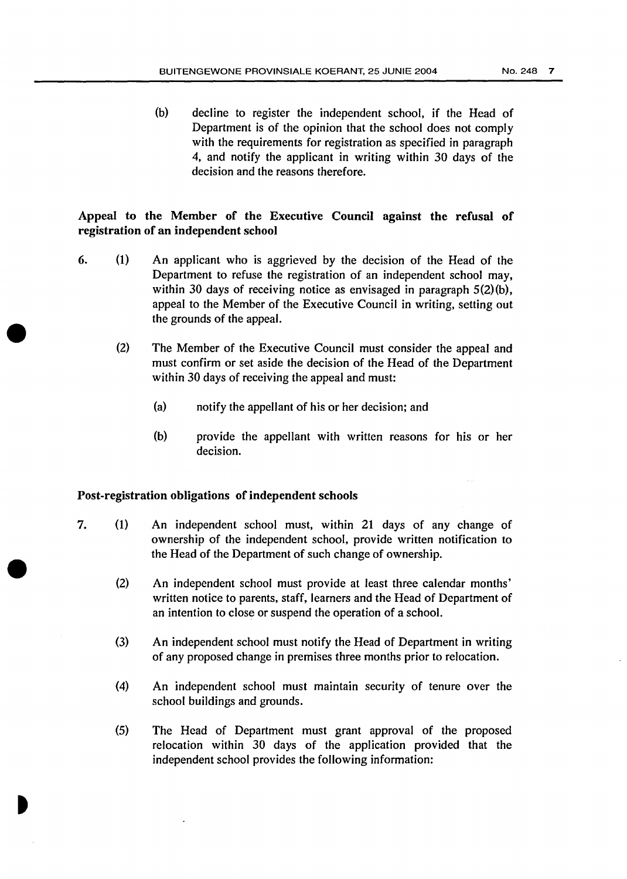(b) decline to register the independent school, if the Head of Department is of the opinion that the school does not comply with the requirements for registration as specified in paragraph 4, and notify the applicant in writing within 30 days of the decision and the reasons therefore.

**Appeal to the Member of the Executive Council against the refusal of registration of an independent school**

6. (1) An applicant who is aggrieved by the decision of the Head of the Department to refuse the registration of an independent school may, within 30 days of receiving notice as envisaged in paragraph 5(2)(b), appeal to the Member of the Executive Council in writing, setting out the grounds of the appeal.

(2) The Member of the Executive Council must consider the appeal and must confirm or set aside the decision of the Head of the Department within 30 days of receiving the appeal and must:

(a) notify the appellant of his or her decision; and

(b) provide the appellant with written reasons for his or her decision.

**Post-registration obligations of independent schools**

7. (1) An independent school must, within 21 days of any change of ownership of the independent school, provide written notification to the Head of the Department of such change of ownership.

(2) An independent school must provide at least three calendar months' written notice to parents, staff, learners and the Head of Department of an intention to close or suspend the operation of a school.

(3) An independent school must notify the Head of Department in writing of any proposed change in premises three months prior to relocation.

(4) An independent school must maintain security of tenure over the school buildings and grounds.

(5) The Head of Department must grant approval of the proposed relocation within 30 days of the application provided that the independent school provides the following information: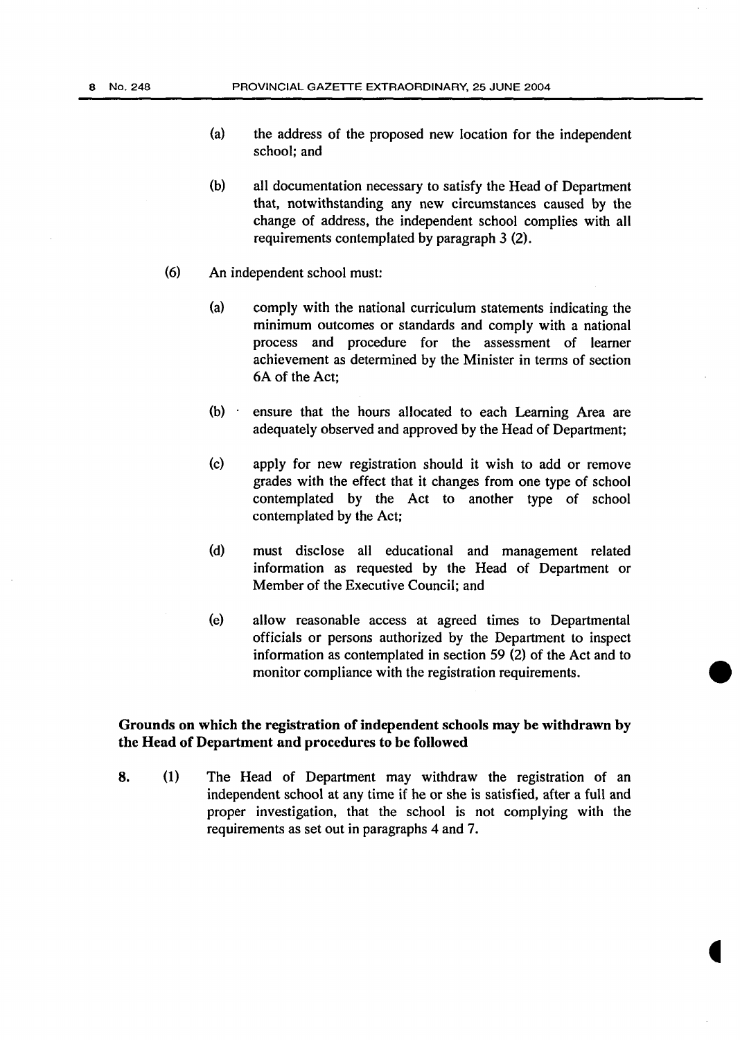(a) the address of the proposed new location for the independent school; and

(b) all documentation necessary to satisfy the Head of Department that, notwithstanding any new circumstances caused by the change of address, the independent school complies with all requirements contemplated by paragraph 3 (2).

(6) An independent school must:

(a) comply with the national curriculum statements indicating the minimum outcomes or standards and comply with a national process and procedure for the assessment of learner achievement as determined by the Minister in terms of section 6A of the Act;

(b) ensure that the hours allocated to each Learning Area are adequately observed and approved by the Head of Department;

(c) apply for new registration should it wish to add or remove grades with the effect that it changes from one type of school contemplated by the Act to another type of school contemplated by the Act;

(d) must disclose all educational and management related information as requested by the Head of Department or Member of the Executive Council; and

(e) allow reasonable access at agreed times to Departmental officials or persons authorized by the Department to inspect information as contemplated in section 59 (2) of the Act and to monitor compliance with the registration requirements.

**Grounds on which the registration of independent schools may be withdrawn by the Head of Department and procedures to be followed**

8. (1) The Head of Department may withdraw the registration of an independent school at any time if he or she is satisfied, after a full and proper investigation, that the school is not complying with the requirements as set out in paragraphs 4 and 7.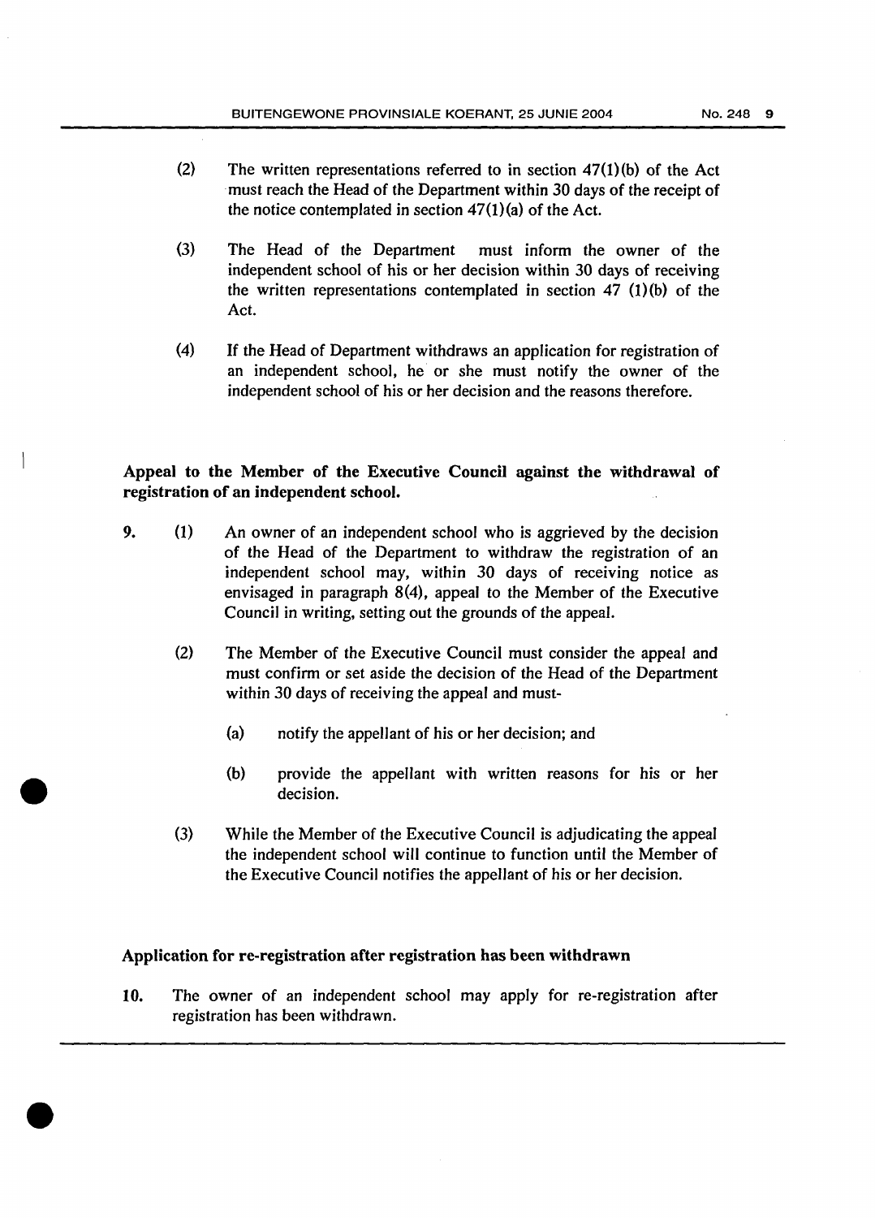(2) The written representations referred to in section 47(1)(b) of the Act must reach the Head of the Department within 30 days of the receipt of the notice contemplated in section 47(1)(a) of the Act.

(3) The Head of the Department must inform the owner of the independent school of his or her decision within 30 days of receiving the written representations contemplated in section 47 (1)(b) of the Act.

(4) If the Head of Department withdraws an application for registration of an independent school, he or she must notify the owner of the independent school of his or her decision and the reasons therefore.

**Appeal to the Member of the Executive Council against the withdrawal of registration of an independent school.**

9. (1) An owner of an independent school who is aggrieved by the decision of the Head of the Department to withdraw the registration of an independent school may, within 30 days of receiving notice as envisaged in paragraph 8(4), appeal to the Member of the Executive Council in writing, setting out the grounds of the appeal.

(2) The Member of the Executive Council must consider the appeal and must confirm or set aside the decision of the Head of the Department within 30 days of receiving the appeal and must-

(a) notify the appellant of his or her decision; and

(b) provide the appellant with written reasons for his or her decision.

(3) While the Member of the Executive Council is adjudicating the appeal the independent school will continue to function until the Member of the Executive Council notifies the appellant of his or her decision.

**Application for re-registration after registration has been withdrawn**

10. The owner of an independent school may apply for re-registration after registration has been withdrawn.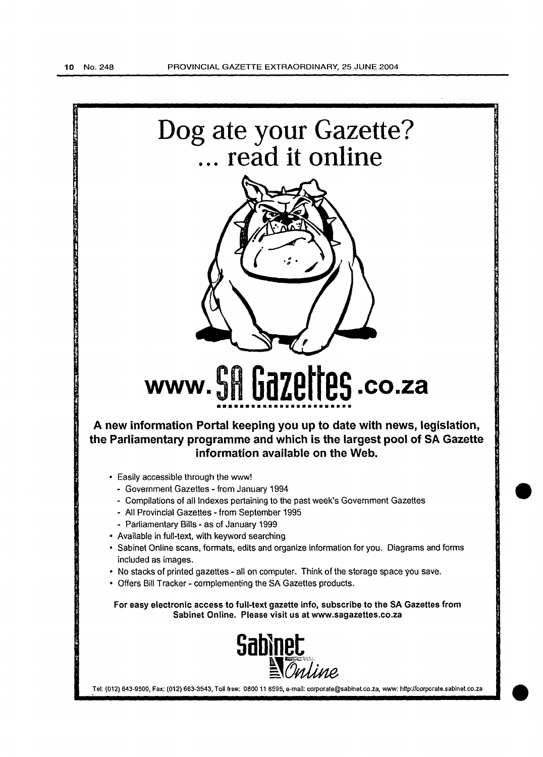# Dog ate your Gazette?
# ... read it online

## www.SA Gazettes.co.za

**A new information Portal keeping you up to date with news, legislation, the Parliamentary programme and which is the largest pool of SA Gazette information available on the Web.**

- Easily accessible through the www!
  - Government Gazettes - from January 1994
  - Compilations of all Indexes pertaining to the past week's Government Gazettes
  - All Provincial Gazettes - from September 1995
  - Parliamentary Bills - as of January 1999
- Available in full-text, with keyword searching
- Sabinet Online scans, formats, edits and organize information for you. Diagrams and forms included as images.
- No stacks of printed gazettes - all on computer. Think of the storage space you save.
- Offers Bill Tracker - complementing the SA Gazettes products.

**For easy electronic access to full-text gazette info, subscribe to the SA Gazettes from Sabinet Online. Please visit us at www.sagazettes.co.za**

Sabinet Online

Tel: (012) 643-9500, Fax: (012) 663-3543, Toll free: 0800 11 8595, e-mail: corporate@sabinet.co.za, www: http://corporate.sabinet.co.za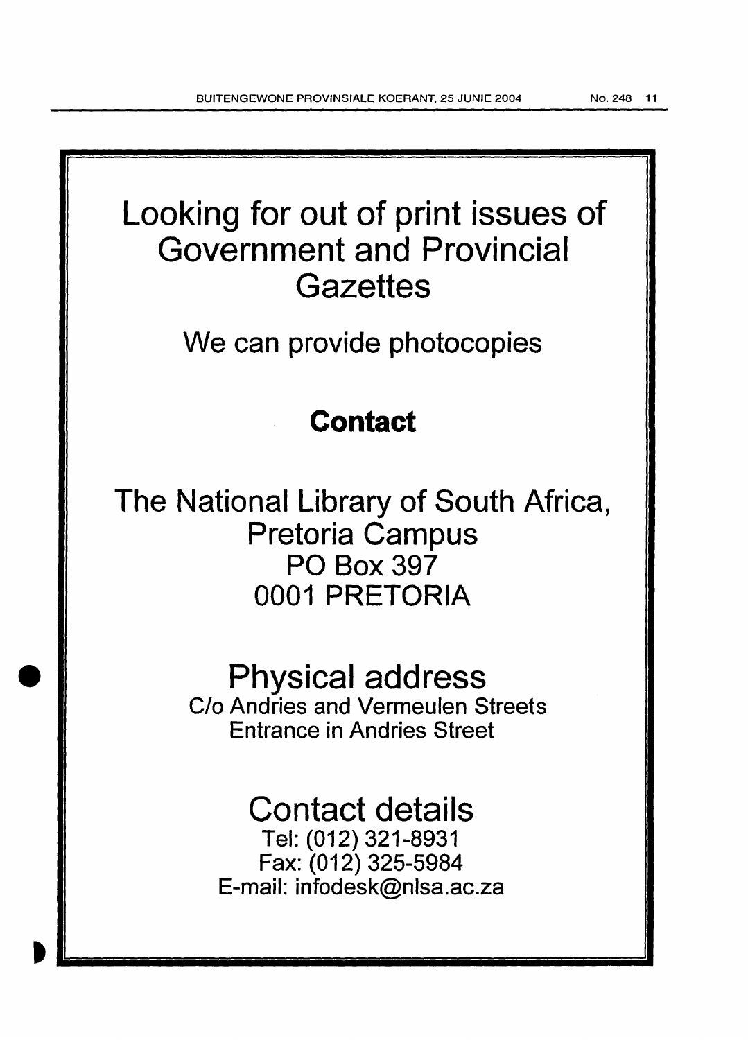# Looking for out of print issues of Government and Provincial Gazettes

## We can provide photocopies

## **Contact**

The National Library of South Africa,
Pretoria Campus
PO Box 397
0001 PRETORIA

## Physical address

C/o Andries and Vermeulen Streets
Entrance in Andries Street

## Contact details

Tel: (012) 321-8931
Fax: (012) 325-5984
E-mail: infodesk@nlsa.ac.za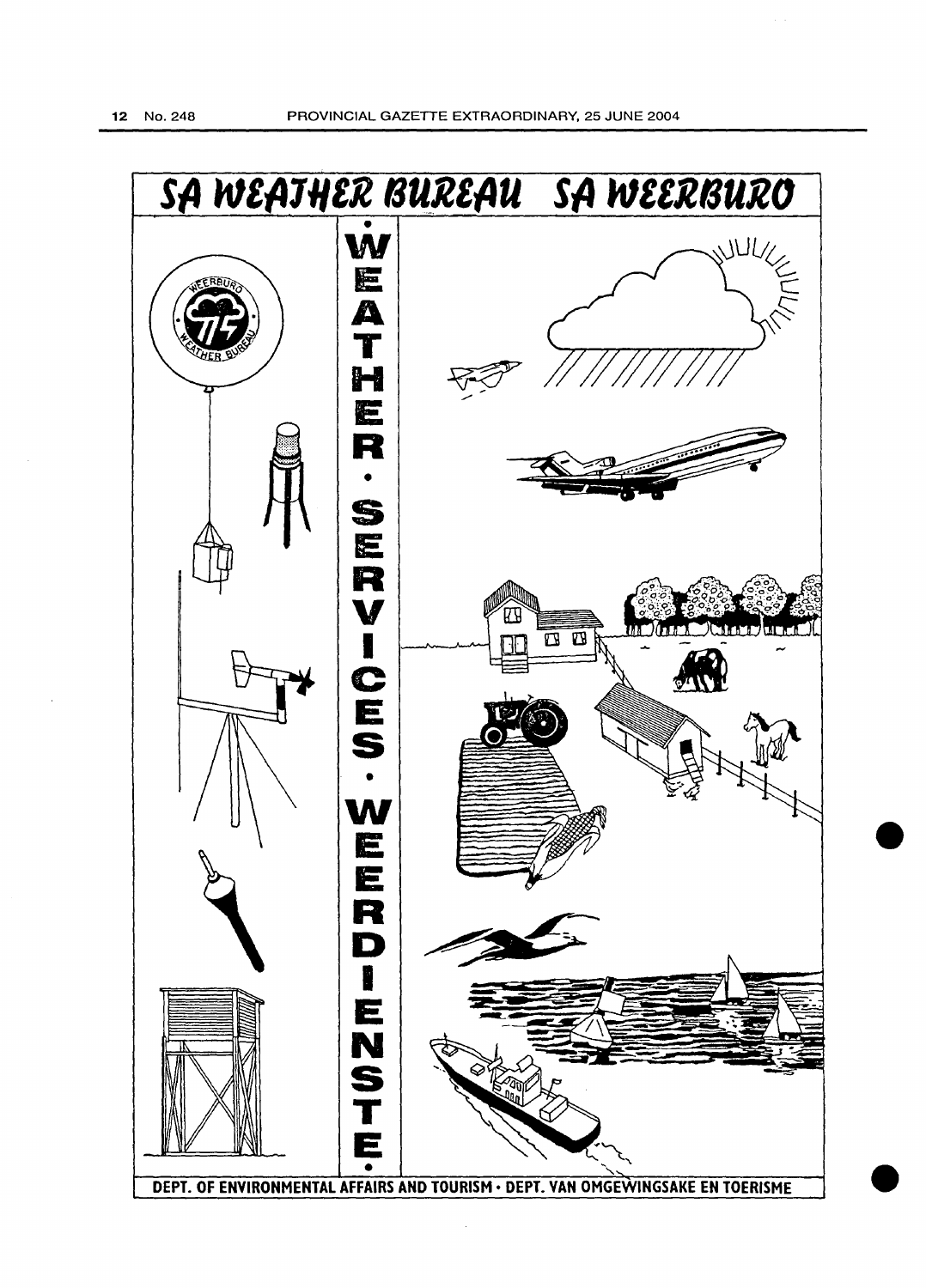# SA WEATHER BUREAU SA WEERBURO

WEATHER • SERVICES • WEERDIENSTE

DEPT. OF ENVIRONMENTAL AFFAIRS AND TOURISM • DEPT. VAN OMGEWINGSAKE EN TOERISME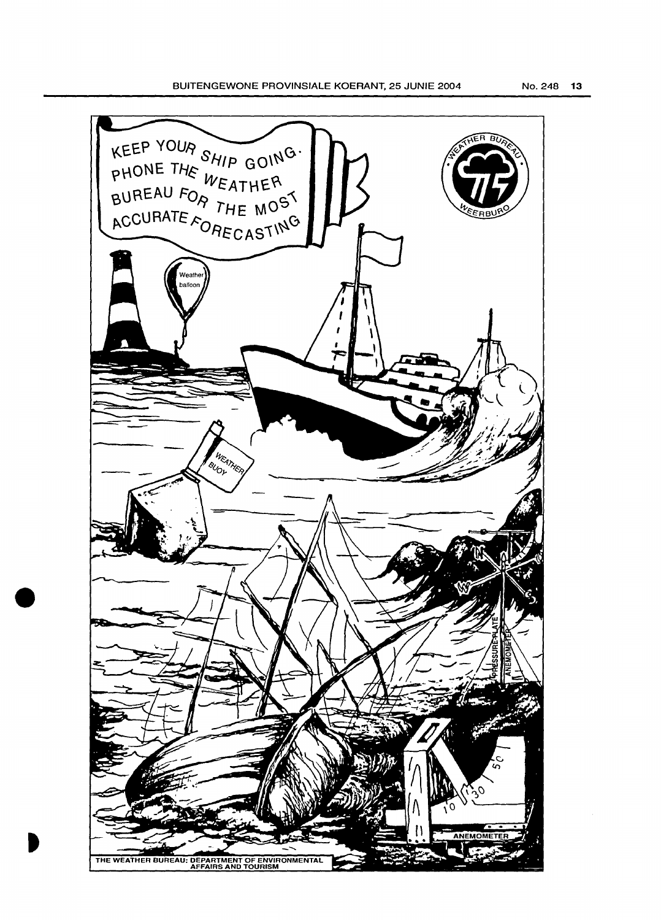KEEP YOUR SHIP GOING. PHONE THE WEATHER BUREAU FOR THE MOST ACCURATE FORECASTING

THE WEATHER BUREAU: DEPARTMENT OF ENVIRONMENTAL AFFAIRS AND TOURISM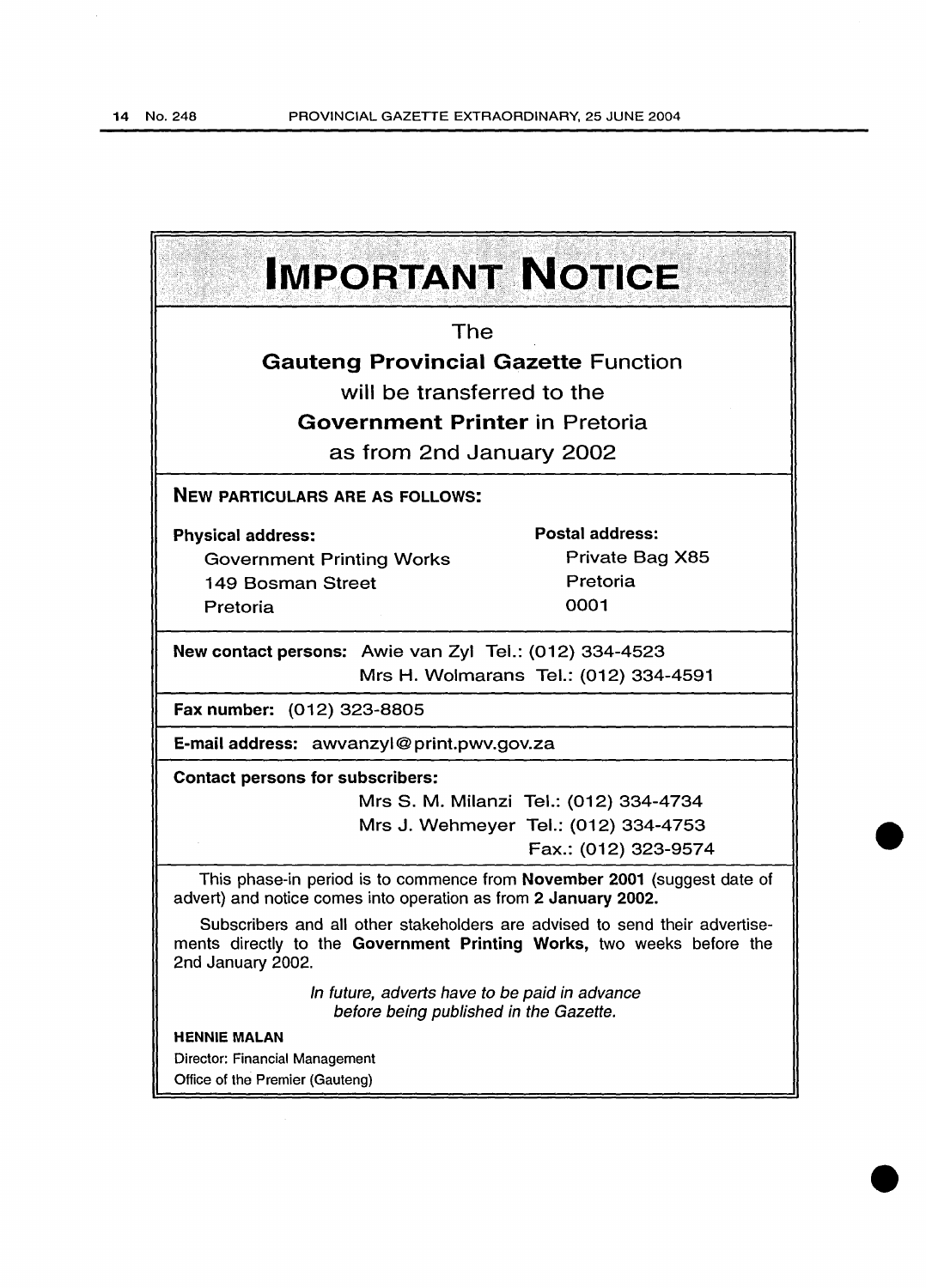# IMPORTANT NOTICE

The

**Gauteng Provincial Gazette** Function

will be transferred to the

**Government Printer** in Pretoria

as from 2nd January 2002

**NEW PARTICULARS ARE AS FOLLOWS:**

**Physical address:**
Government Printing Works
149 Bosman Street
Pretoria

**Postal address:**
Private Bag X85
Pretoria
0001

**New contact persons:** Awie van Zyl Tel.: (012) 334-4523
Mrs H. Wolmarans Tel.: (012) 334-4591

**Fax number:** (012) 323-8805

**E-mail address:** awvanzyl@print.pwv.gov.za

**Contact persons for subscribers:**
Mrs S. M. Milanzi Tel.: (012) 334-4734
Mrs J. Wehmeyer Tel.: (012) 334-4753
Fax.: (012) 323-9574

This phase-in period is to commence from **November 2001** (suggest date of advert) and notice comes into operation as from **2 January 2002.**

Subscribers and all other stakeholders are advised to send their advertisements directly to the **Government Printing Works,** two weeks before the 2nd January 2002.

*In future, adverts have to be paid in advance before being published in the Gazette.*

**HENNIE MALAN**
Director: Financial Management
Office of the Premier (Gauteng)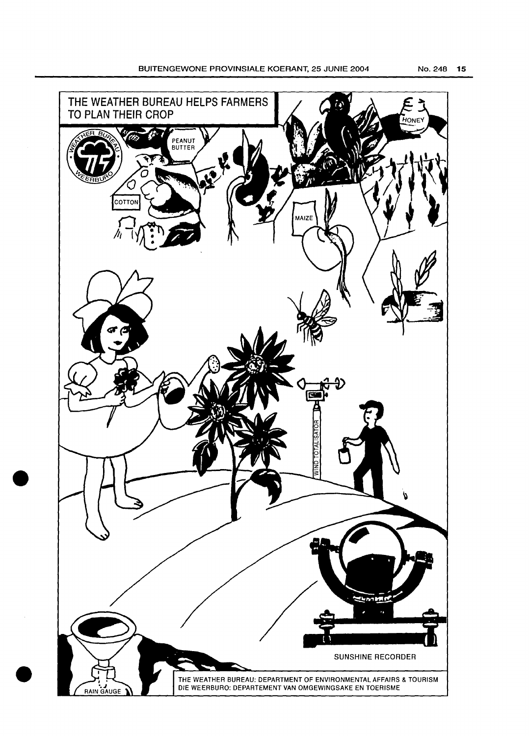THE WEATHER BUREAU HELPS FARMERS TO PLAN THEIR CROP

PEANUT BUTTER

COTTON

MAIZE

HONEY

WIND TOTALISATOR

SUNSHINE RECORDER

RAIN GAUGE

THE WEATHER BUREAU: DEPARTMENT OF ENVIRONMENTAL AFFAIRS & TOURISM
DIE WEERBURO: DEPARTEMENT VAN OMGEWINGSAKE EN TOERISME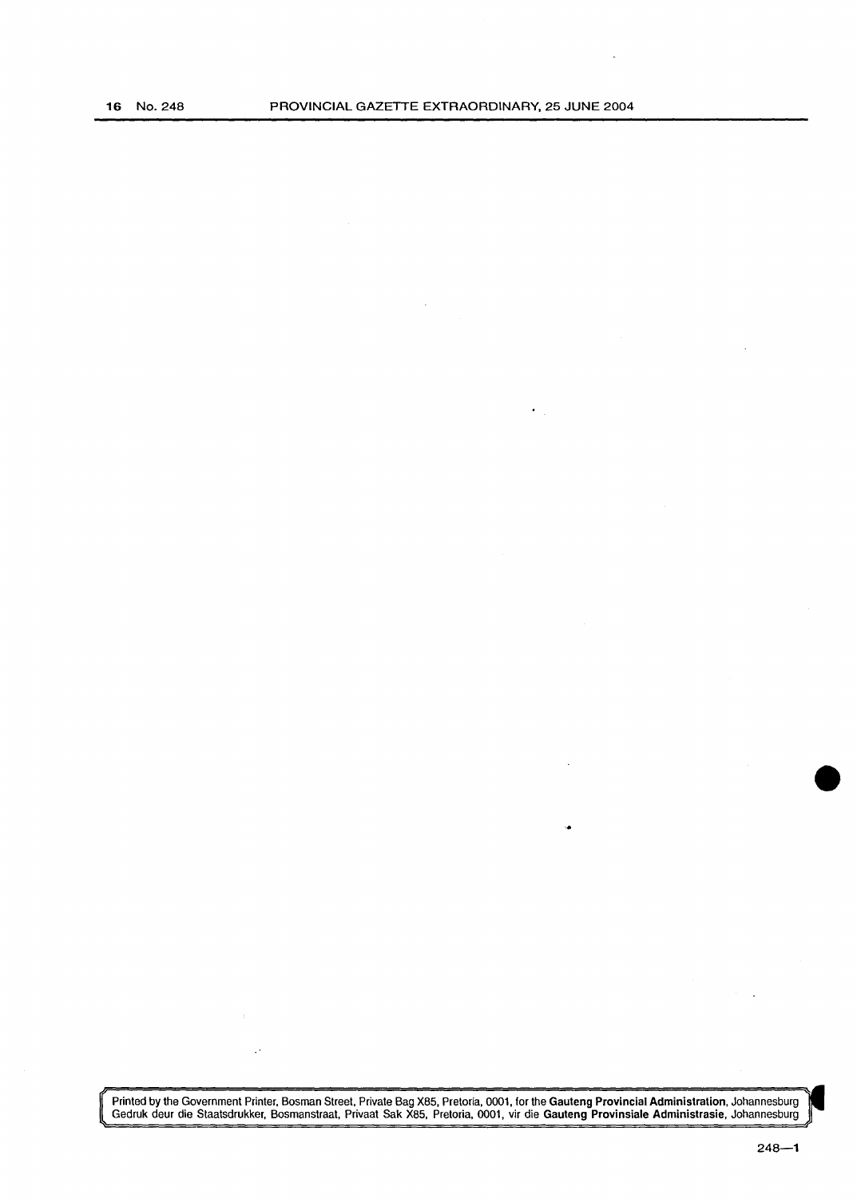Printed by the Government Printer, Bosman Street, Private Bag X85, Pretoria, 0001, for the **Gauteng Provincial Administration**, Johannesburg
Gedruk deur die Staatsdrukker, Bosmanstraat, Privaat Sak X85, Pretoria, 0001, vir die **Gauteng Provinsiale Administrasie**, Johannesburg

248—1